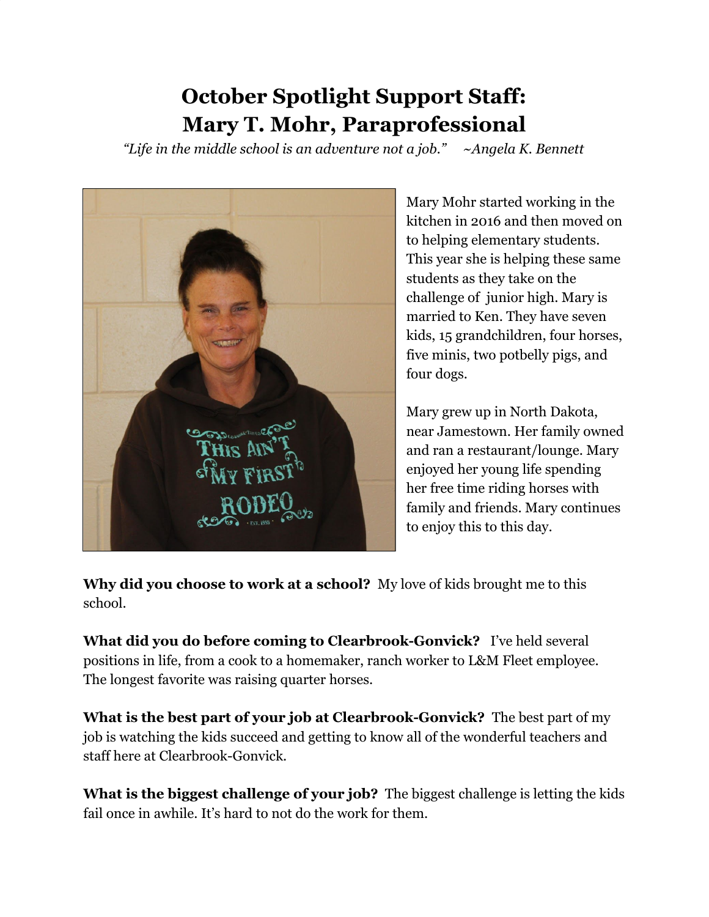# October Spotlight Support Staff: Mary T. Mohr, Paraprofessional

*"Life in the middle school is an adventure not a job."* *~Angela K. Bennett*

Mary Mohr started working in the kitchen in 2016 and then moved on to helping elementary students. This year she is helping these same students as they take on the challenge of junior high. Mary is married to Ken. They have seven kids, 15 grandchildren, four horses, five minis, two potbelly pigs, and four dogs.

Mary grew up in North Dakota, near Jamestown. Her family owned and ran a restaurant/lounge. Mary enjoyed her young life spending her free time riding horses with family and friends. Mary continues to enjoy this to this day.

**Why did you choose to work at a school?** My love of kids brought me to this school.

**What did you do before coming to Clearbrook-Gonvick?** I've held several positions in life, from a cook to a homemaker, ranch worker to L&M Fleet employee. The longest favorite was raising quarter horses.

**What is the best part of your job at Clearbrook-Gonvick?** The best part of my job is watching the kids succeed and getting to know all of the wonderful teachers and staff here at Clearbrook-Gonvick.

**What is the biggest challenge of your job?** The biggest challenge is letting the kids fail once in awhile. It's hard to not do the work for them.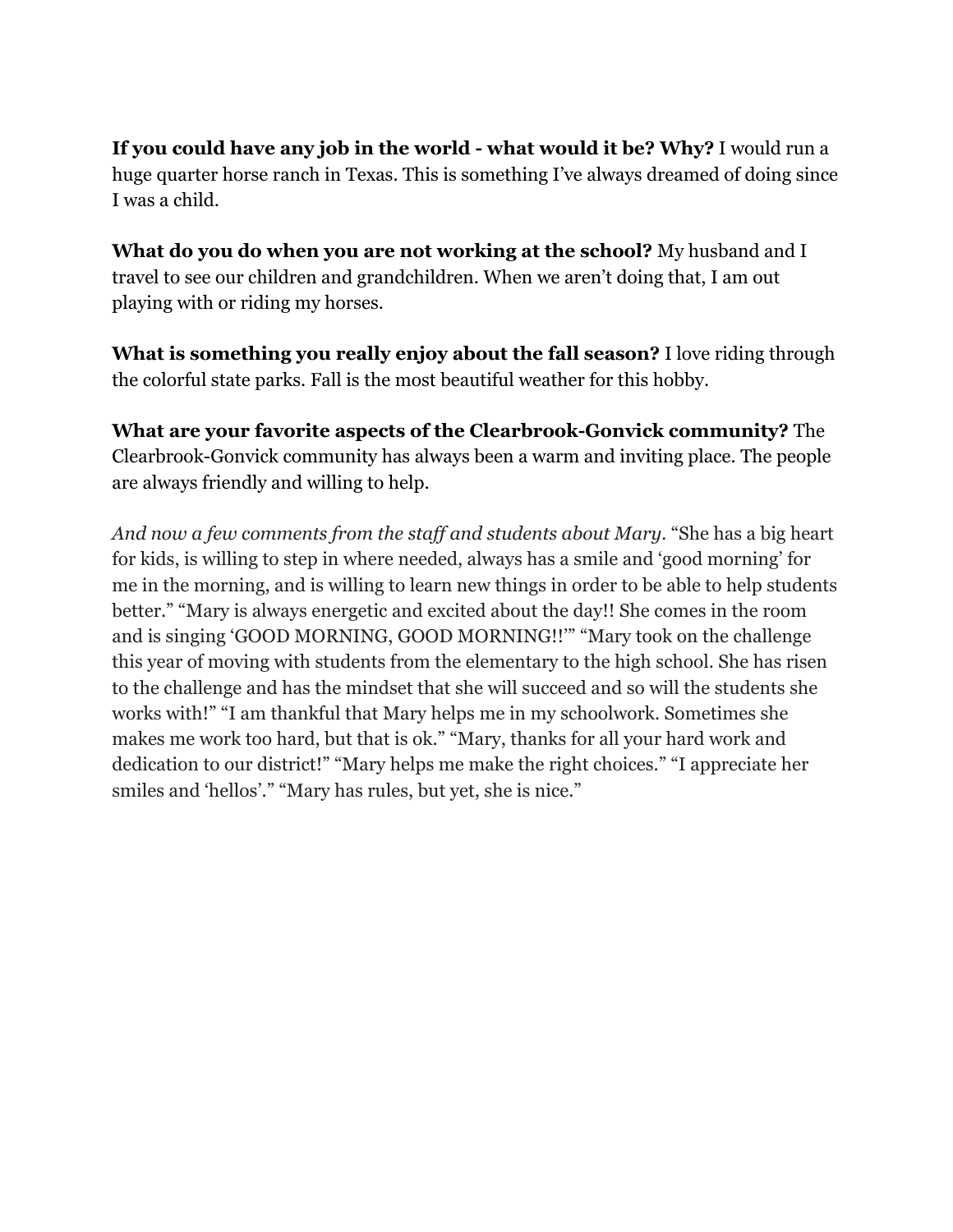**If you could have any job in the world - what would it be? Why?** I would run a huge quarter horse ranch in Texas. This is something I've always dreamed of doing since I was a child.

**What do you do when you are not working at the school?** My husband and I travel to see our children and grandchildren. When we aren't doing that, I am out playing with or riding my horses.

**What is something you really enjoy about the fall season?** I love riding through the colorful state parks. Fall is the most beautiful weather for this hobby.

**What are your favorite aspects of the Clearbrook-Gonvick community?** The Clearbrook-Gonvick community has always been a warm and inviting place. The people are always friendly and willing to help.

*And now a few comments from the staff and students about Mary.* "She has a big heart for kids, is willing to step in where needed, always has a smile and 'good morning' for me in the morning, and is willing to learn new things in order to be able to help students better." "Mary is always energetic and excited about the day!! She comes in the room and is singing 'GOOD MORNING, GOOD MORNING!!'" "Mary took on the challenge this year of moving with students from the elementary to the high school. She has risen to the challenge and has the mindset that she will succeed and so will the students she works with!" "I am thankful that Mary helps me in my schoolwork. Sometimes she makes me work too hard, but that is ok." "Mary, thanks for all your hard work and dedication to our district!" "Mary helps me make the right choices." "I appreciate her smiles and 'hellos'." "Mary has rules, but yet, she is nice."